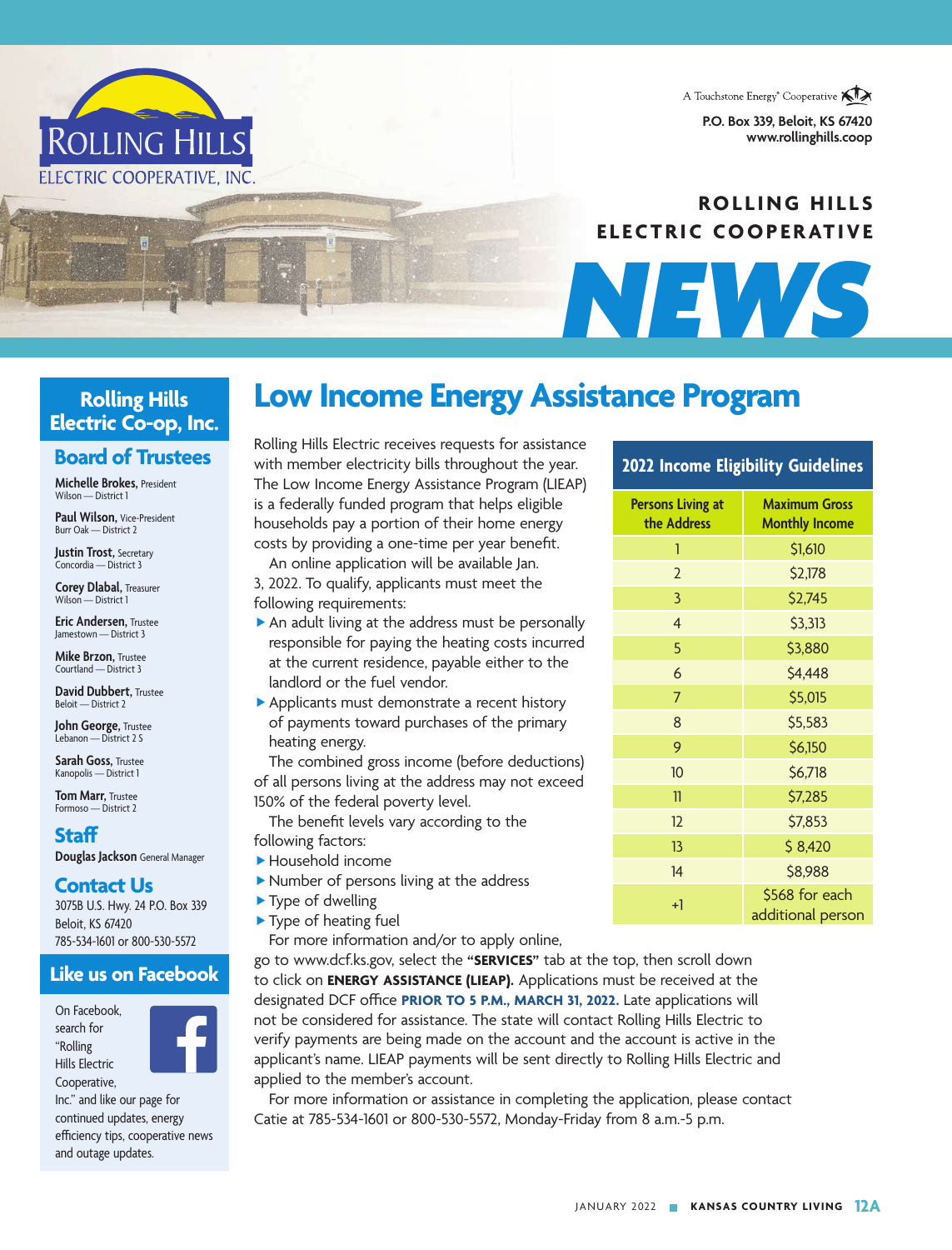A Touchstone Energy® Cooperative

P.O. Box 339, Beloit, KS 67420
www.rollinghills.coop

# ROLLING HILLS ELECTRIC COOPERATIVE NEWS

## Rolling Hills Electric Co-op, Inc.

### Board of Trustees

**Michelle Brokes,** President
Wilson — District 1

**Paul Wilson,** Vice-President
Burr Oak — District 2

**Justin Trost,** Secretary
Concordia — District 3

**Corey Dlabal,** Treasurer
Wilson — District 1

**Eric Andersen,** Trustee
Jamestown — District 3

**Mike Brzon,** Trustee
Courtland — District 3

**David Dubbert,** Trustee
Beloit — District 2

**John George,** Trustee
Lebanon — District 2 S

**Sarah Goss,** Trustee
Kanopolis — District 1

**Tom Marr,** Trustee
Formoso — District 2

### Staff

**Douglas Jackson** General Manager

### Contact Us

3075B U.S. Hwy. 24 P.O. Box 339
Beloit, KS 67420
785-534-1601 or 800-530-5572

### Like us on Facebook

On Facebook, search for "Rolling Hills Electric Cooperative, Inc." and like our page for continued updates, energy efficiency tips, cooperative news and outage updates.

# Low Income Energy Assistance Program

Rolling Hills Electric receives requests for assistance with member electricity bills throughout the year. The Low Income Energy Assistance Program (LIEAP) is a federally funded program that helps eligible households pay a portion of their home energy costs by providing a one-time per year benefit.

An online application will be available Jan. 3, 2022. To qualify, applicants must meet the following requirements:

- An adult living at the address must be personally responsible for paying the heating costs incurred at the current residence, payable either to the landlord or the fuel vendor.
- Applicants must demonstrate a recent history of payments toward purchases of the primary heating energy.

The combined gross income (before deductions) of all persons living at the address may not exceed 150% of the federal poverty level.

The benefit levels vary according to the following factors:

- Household income
- Number of persons living at the address
- Type of dwelling
- Type of heating fuel

**2022 Income Eligibility Guidelines**

| Persons Living at the Address | Maximum Gross Monthly Income |
|---|---|
| 1 | $1,610 |
| 2 | $2,178 |
| 3 | $2,745 |
| 4 | $3,313 |
| 5 | $3,880 |
| 6 | $4,448 |
| 7 | $5,015 |
| 8 | $5,583 |
| 9 | $6,150 |
| 10 | $6,718 |
| 11 | $7,285 |
| 12 | $7,853 |
| 13 | $ 8,420 |
| 14 | $8,988 |
| +1 | $568 for each additional person |

For more information and/or to apply online, go to www.dcf.ks.gov, select the **"SERVICES"** tab at the top, then scroll down to click on **ENERGY ASSISTANCE (LIEAP).** Applications must be received at the designated DCF office **PRIOR TO 5 P.M., MARCH 31, 2022.** Late applications will not be considered for assistance. The state will contact Rolling Hills Electric to verify payments are being made on the account and the account is active in the applicant's name. LIEAP payments will be sent directly to Rolling Hills Electric and applied to the member's account.

For more information or assistance in completing the application, please contact Catie at 785-534-1601 or 800-530-5572, Monday-Friday from 8 a.m.-5 p.m.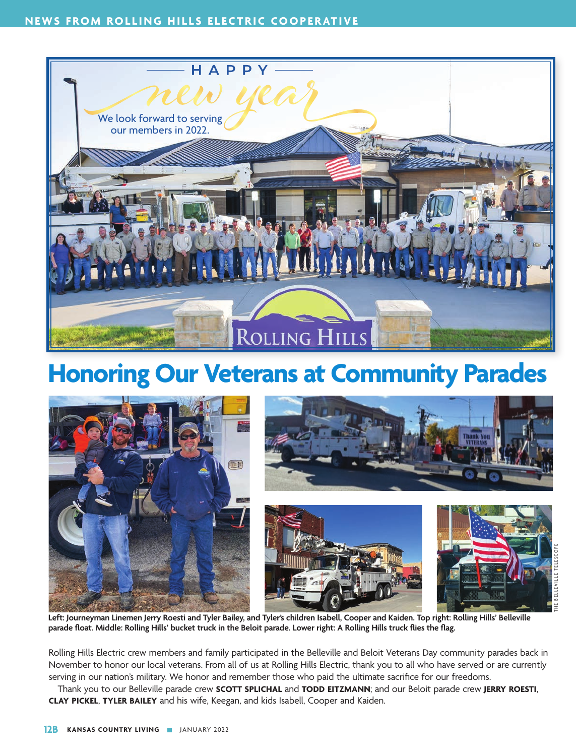HAPPY

new year

We look forward to serving our members in 2022.

# Honoring Our Veterans at Community Parades

**Left: Journeyman Linemen Jerry Roesti and Tyler Bailey, and Tyler's children Isabell, Cooper and Kaiden. Top right: Rolling Hills' Belleville parade float. Middle: Rolling Hills' bucket truck in the Beloit parade. Lower right: A Rolling Hills truck flies the flag.**

THE BELLEVILLE TELESCOPE

Rolling Hills Electric crew members and family participated in the Belleville and Beloit Veterans Day community parades back in November to honor our local veterans. From all of us at Rolling Hills Electric, thank you to all who have served or are currently serving in our nation's military. We honor and remember those who paid the ultimate sacrifice for our freedoms.

Thank you to our Belleville parade crew **SCOTT SPLICHAL** and **TODD EITZMANN**; and our Beloit parade crew **JERRY ROESTI**, **CLAY PICKEL**, **TYLER BAILEY** and his wife, Keegan, and kids Isabell, Cooper and Kaiden.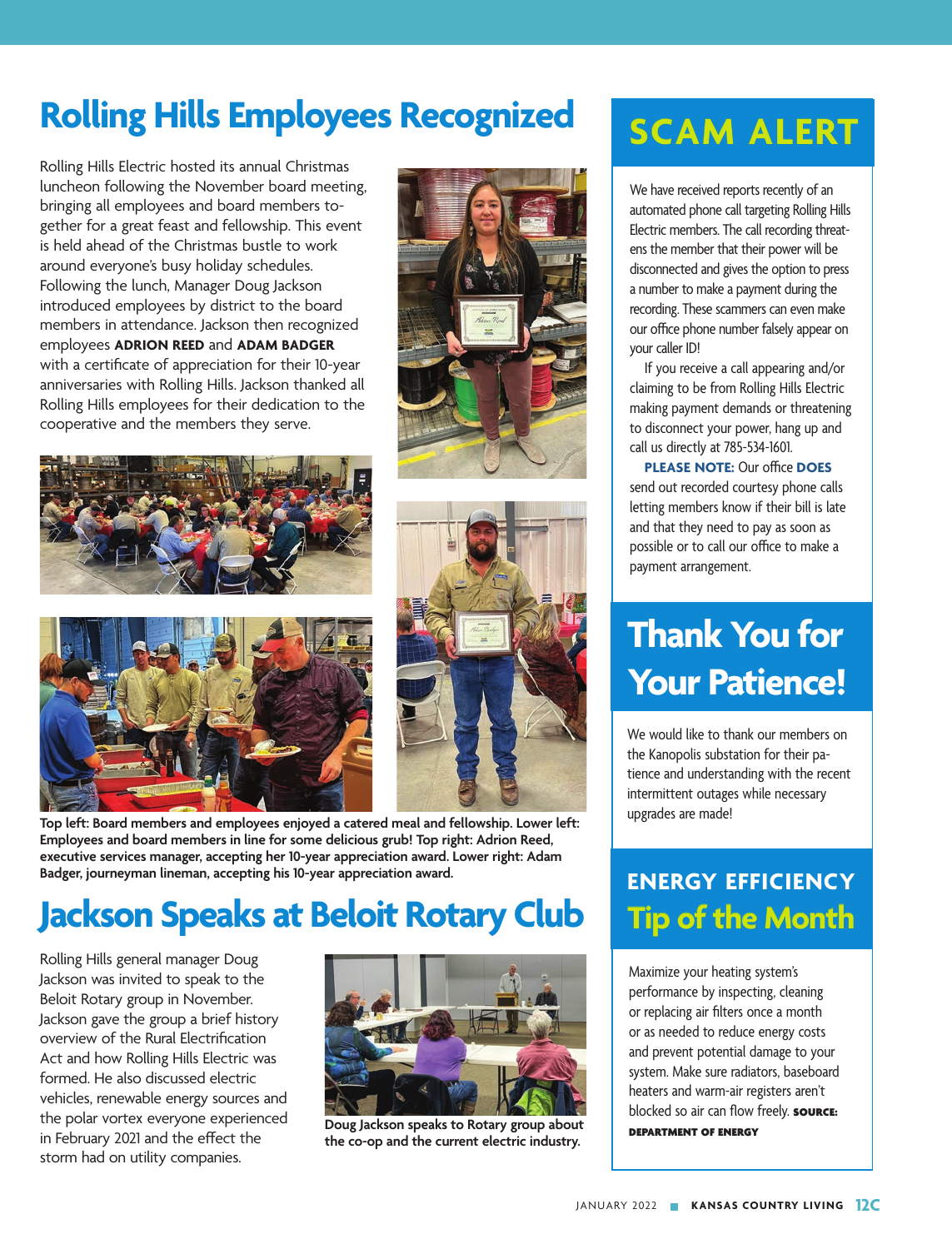# Rolling Hills Employees Recognized

Rolling Hills Electric hosted its annual Christmas luncheon following the November board meeting, bringing all employees and board members together for a great feast and fellowship. This event is held ahead of the Christmas bustle to work around everyone's busy holiday schedules. Following the lunch, Manager Doug Jackson introduced employees by district to the board members in attendance. Jackson then recognized employees **ADRION REED** and **ADAM BADGER** with a certificate of appreciation for their 10-year anniversaries with Rolling Hills. Jackson thanked all Rolling Hills employees for their dedication to the cooperative and the members they serve.

**Top left: Board members and employees enjoyed a catered meal and fellowship. Lower left: Employees and board members in line for some delicious grub! Top right: Adrion Reed, executive services manager, accepting her 10-year appreciation award. Lower right: Adam Badger, journeyman lineman, accepting his 10-year appreciation award.**

# Jackson Speaks at Beloit Rotary Club

Rolling Hills general manager Doug Jackson was invited to speak to the Beloit Rotary group in November. Jackson gave the group a brief history overview of the Rural Electrification Act and how Rolling Hills Electric was formed. He also discussed electric vehicles, renewable energy sources and the polar vortex everyone experienced in February 2021 and the effect the storm had on utility companies.

**Doug Jackson speaks to Rotary group about the co-op and the current electric industry.**

## SCAM ALERT

We have received reports recently of an automated phone call targeting Rolling Hills Electric members. The call recording threatens the member that their power will be disconnected and gives the option to press a number to make a payment during the recording. These scammers can even make our office phone number falsely appear on your caller ID!

If you receive a call appearing and/or claiming to be from Rolling Hills Electric making payment demands or threatening to disconnect your power, hang up and call us directly at 785-534-1601.

**PLEASE NOTE:** Our office **DOES** send out recorded courtesy phone calls letting members know if their bill is late and that they need to pay as soon as possible or to call our office to make a payment arrangement.

## Thank You for Your Patience!

We would like to thank our members on the Kanopolis substation for their patience and understanding with the recent intermittent outages while necessary upgrades are made!

## ENERGY EFFICIENCY Tip of the Month

Maximize your heating system's performance by inspecting, cleaning or replacing air filters once a month or as needed to reduce energy costs and prevent potential damage to your system. Make sure radiators, baseboard heaters and warm-air registers aren't blocked so air can flow freely. **SOURCE: DEPARTMENT OF ENERGY**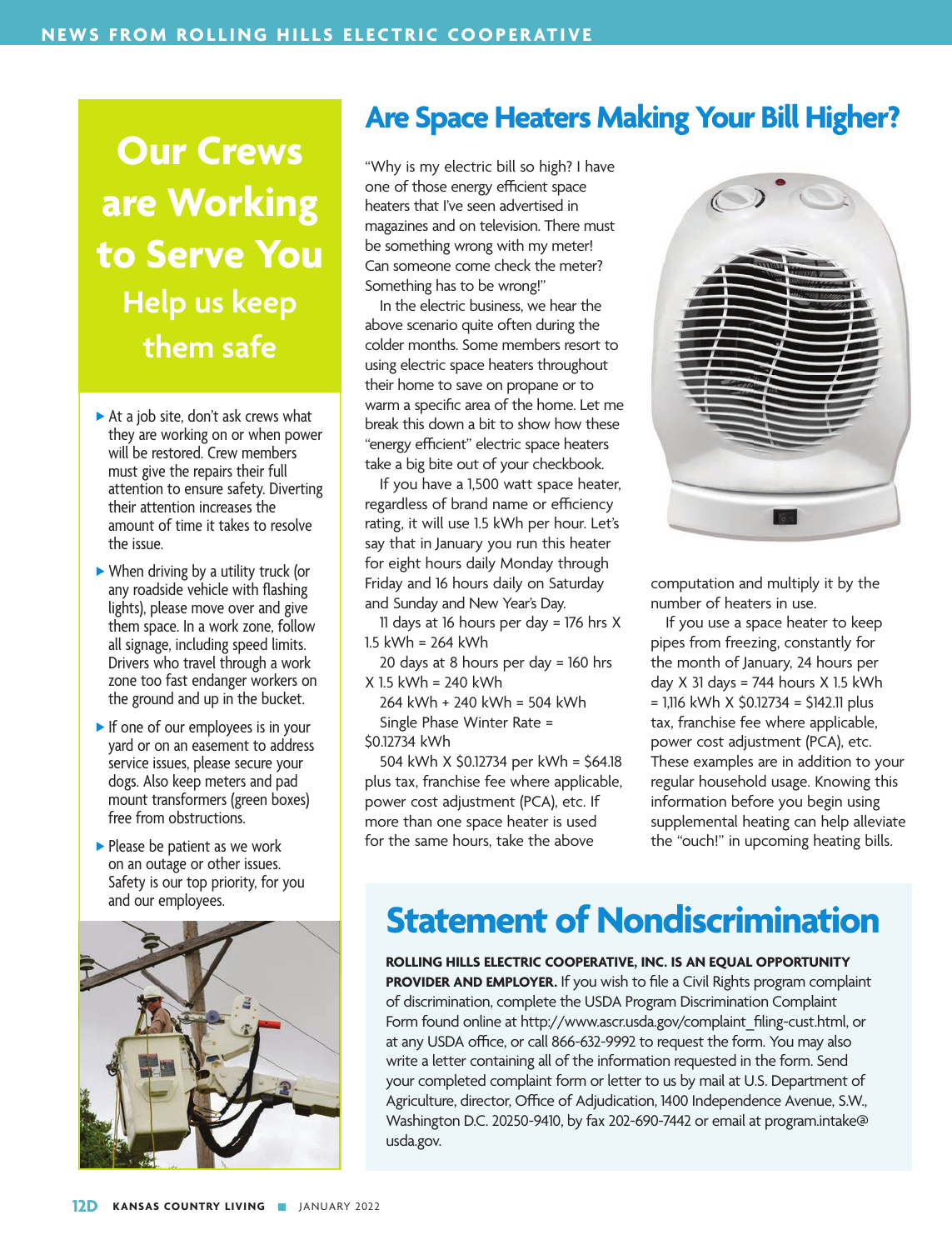# Our Crews are Working to Serve You

## Help us keep them safe

- At a job site, don't ask crews what they are working on or when power will be restored. Crew members must give the repairs their full attention to ensure safety. Diverting their attention increases the amount of time it takes to resolve the issue.
- When driving by a utility truck (or any roadside vehicle with flashing lights), please move over and give them space. In a work zone, follow all signage, including speed limits. Drivers who travel through a work zone too fast endanger workers on the ground and up in the bucket.
- If one of our employees is in your yard or on an easement to address service issues, please secure your dogs. Also keep meters and pad mount transformers (green boxes) free from obstructions.
- Please be patient as we work on an outage or other issues. Safety is our top priority, for you and our employees.

# Are Space Heaters Making Your Bill Higher?

"Why is my electric bill so high? I have one of those energy efficient space heaters that I've seen advertised in magazines and on television. There must be something wrong with my meter! Can someone come check the meter? Something has to be wrong!"

In the electric business, we hear the above scenario quite often during the colder months. Some members resort to using electric space heaters throughout their home to save on propane or to warm a specific area of the home. Let me break this down a bit to show how these "energy efficient" electric space heaters take a big bite out of your checkbook.

If you have a 1,500 watt space heater, regardless of brand name or efficiency rating, it will use 1.5 kWh per hour. Let's say that in January you run this heater for eight hours daily Monday through Friday and 16 hours daily on Saturday and Sunday and New Year's Day.

11 days at 16 hours per day = 176 hrs X 1.5 kWh = 264 kWh

20 days at 8 hours per day = 160 hrs X 1.5 kWh = 240 kWh

264 kWh + 240 kWh = 504 kWh

Single Phase Winter Rate = $0.12734 kWh

504 kWh X $0.12734 per kWh = $64.18 plus tax, franchise fee where applicable, power cost adjustment (PCA), etc. If more than one space heater is used for the same hours, take the above computation and multiply it by the number of heaters in use.

If you use a space heater to keep pipes from freezing, constantly for the month of January, 24 hours per day X 31 days = 744 hours X 1.5 kWh = 1,116 kWh X $0.12734 = $142.11 plus tax, franchise fee where applicable, power cost adjustment (PCA), etc. These examples are in addition to your regular household usage. Knowing this information before you begin using supplemental heating can help alleviate the "ouch!" in upcoming heating bills.

# Statement of Nondiscrimination

**ROLLING HILLS ELECTRIC COOPERATIVE, INC. IS AN EQUAL OPPORTUNITY PROVIDER AND EMPLOYER.** If you wish to file a Civil Rights program complaint of discrimination, complete the USDA Program Discrimination Complaint Form found online at http://www.ascr.usda.gov/complaint_filing-cust.html, or at any USDA office, or call 866-632-9992 to request the form. You may also write a letter containing all of the information requested in the form. Send your completed complaint form or letter to us by mail at U.S. Department of Agriculture, director, Office of Adjudication, 1400 Independence Avenue, S.W., Washington D.C. 20250-9410, by fax 202-690-7442 or email at program.intake@usda.gov.